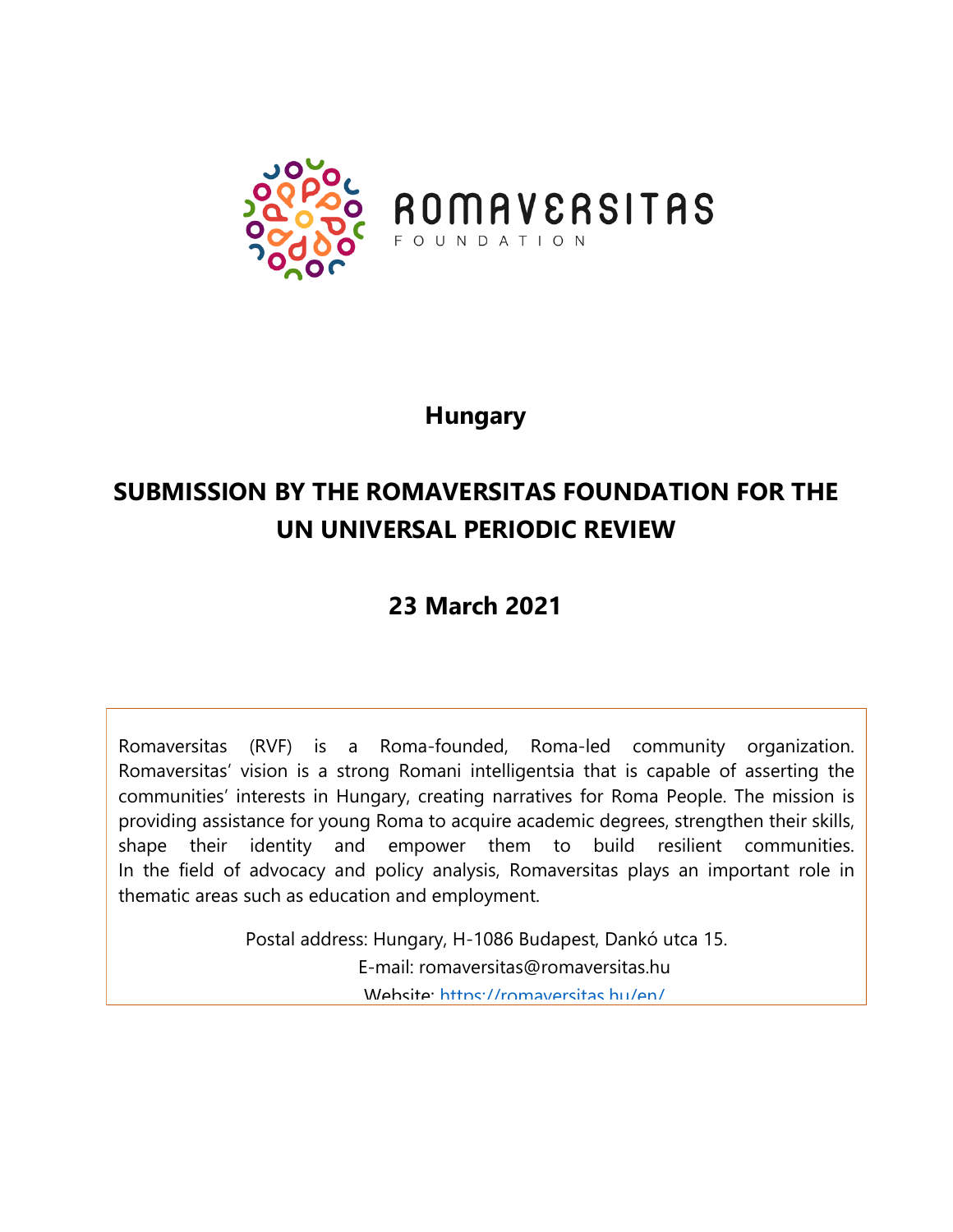ROMAVERSITAS

FOUNDATION

# Hungary

# SUBMISSION BY THE ROMAVERSITAS FOUNDATION FOR THE UN UNIVERSAL PERIODIC REVIEW

## 23 March 2021

Romaversitas (RVF) is a Roma-founded, Roma-led community organization. Romaversitas' vision is a strong Romani intelligentsia that is capable of asserting the communities' interests in Hungary, creating narratives for Roma People. The mission is providing assistance for young Roma to acquire academic degrees, strengthen their skills, shape their identity and empower them to build resilient communities. In the field of advocacy and policy analysis, Romaversitas plays an important role in thematic areas such as education and employment.

Postal address: Hungary, H-1086 Budapest, Dankó utca 15.

E-mail: romaversitas@romaversitas.hu

Website: https://romaversitas.hu/en/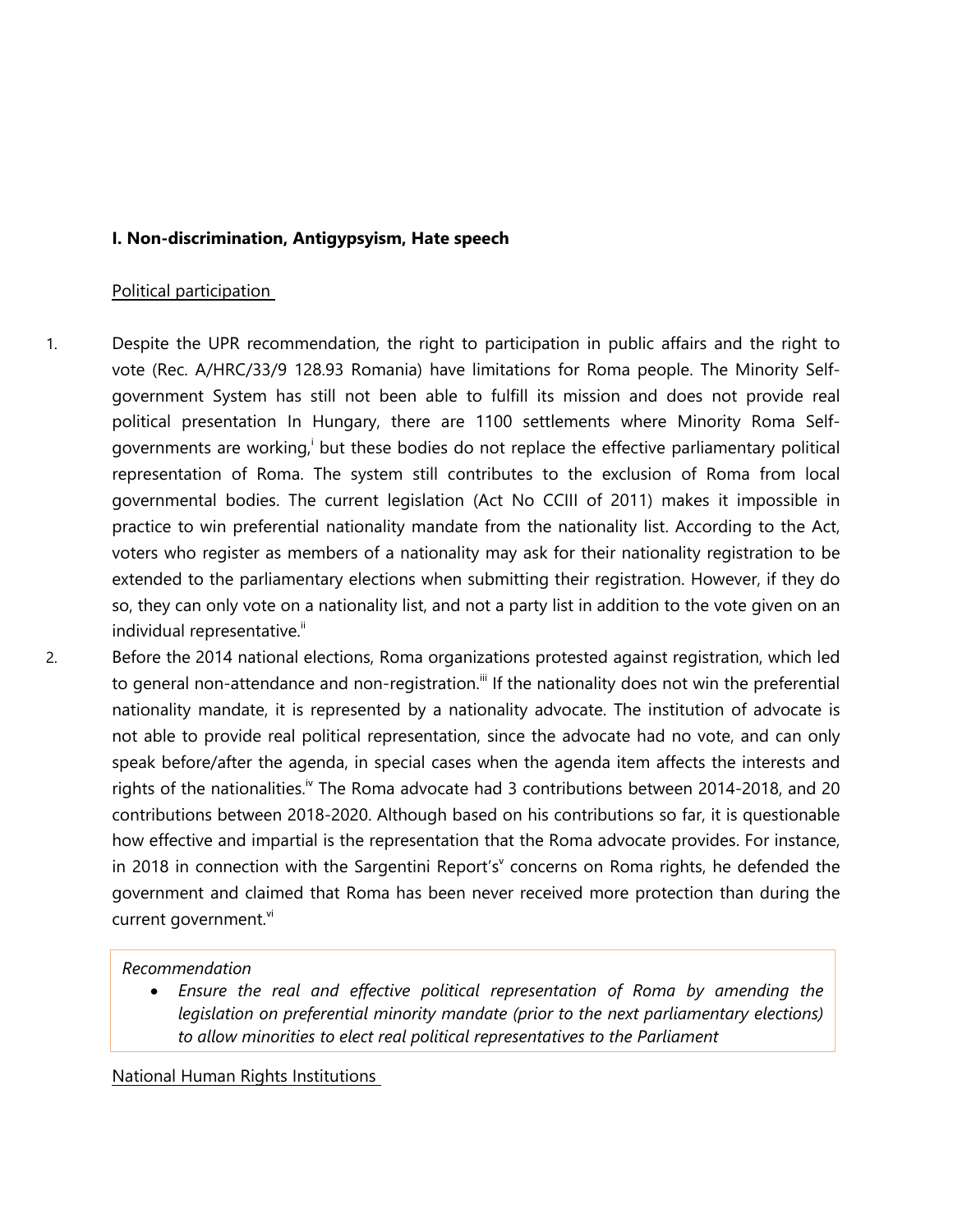## I. Non-discrimination, Antigypsyism, Hate speech

Political participation

1. Despite the UPR recommendation, the right to participation in public affairs and the right to vote (Rec. A/HRC/33/9 128.93 Romania) have limitations for Roma people. The Minority Self-government System has still not been able to fulfill its mission and does not provide real political presentation In Hungary, there are 1100 settlements where Minority Roma Self-governments are working,[i] but these bodies do not replace the effective parliamentary political representation of Roma. The system still contributes to the exclusion of Roma from local governmental bodies. The current legislation (Act No CCIII of 2011) makes it impossible in practice to win preferential nationality mandate from the nationality list. According to the Act, voters who register as members of a nationality may ask for their nationality registration to be extended to the parliamentary elections when submitting their registration. However, if they do so, they can only vote on a nationality list, and not a party list in addition to the vote given on an individual representative.[ii]

2. Before the 2014 national elections, Roma organizations protested against registration, which led to general non-attendance and non-registration.[iii] If the nationality does not win the preferential nationality mandate, it is represented by a nationality advocate. The institution of advocate is not able to provide real political representation, since the advocate had no vote, and can only speak before/after the agenda, in special cases when the agenda item affects the interests and rights of the nationalities.[iv] The Roma advocate had 3 contributions between 2014-2018, and 20 contributions between 2018-2020. Although based on his contributions so far, it is questionable how effective and impartial is the representation that the Roma advocate provides. For instance, in 2018 in connection with the Sargentini Report's[v] concerns on Roma rights, he defended the government and claimed that Roma has been never received more protection than during the current government.[vi]

> *Recommendation*
>
> - *Ensure the real and effective political representation of Roma by amending the legislation on preferential minority mandate (prior to the next parliamentary elections) to allow minorities to elect real political representatives to the Parliament*

National Human Rights Institutions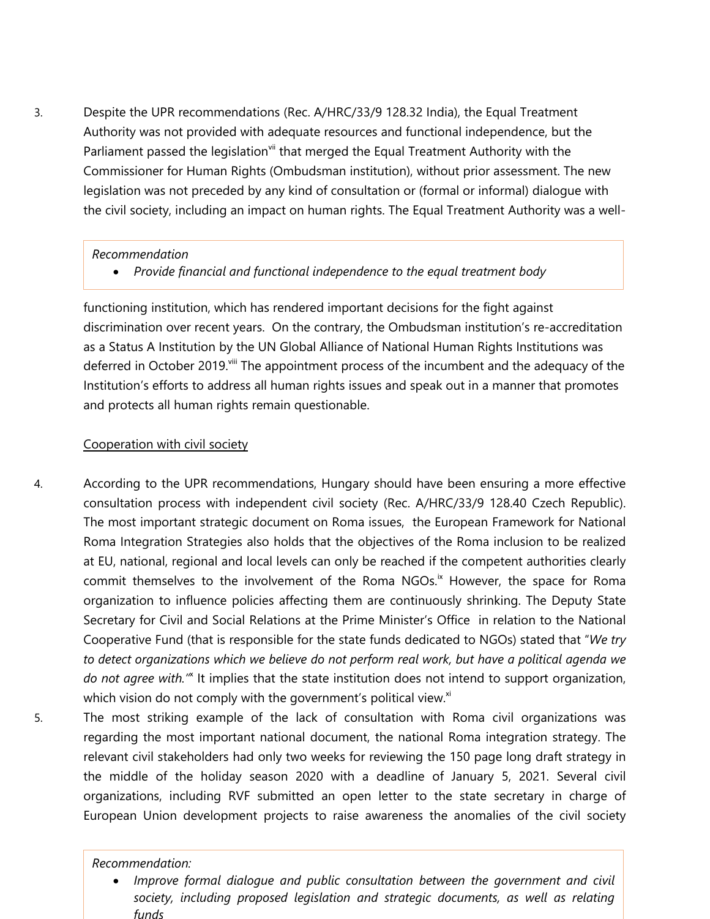3. Despite the UPR recommendations (Rec. A/HRC/33/9 128.32 India), the Equal Treatment Authority was not provided with adequate resources and functional independence, but the Parliament passed the legislation[vii] that merged the Equal Treatment Authority with the Commissioner for Human Rights (Ombudsman institution), without prior assessment. The new legislation was not preceded by any kind of consultation or (formal or informal) dialogue with the civil society, including an impact on human rights. The Equal Treatment Authority was a well-functioning institution, which has rendered important decisions for the fight against discrimination over recent years. On the contrary, the Ombudsman institution's re-accreditation as a Status A Institution by the UN Global Alliance of National Human Rights Institutions was deferred in October 2019.[viii] The appointment process of the incumbent and the adequacy of the Institution's efforts to address all human rights issues and speak out in a manner that promotes and protects all human rights remain questionable.

> *Recommendation*
> - *Provide financial and functional independence to the equal treatment body*

## Cooperation with civil society

4. According to the UPR recommendations, Hungary should have been ensuring a more effective consultation process with independent civil society (Rec. A/HRC/33/9 128.40 Czech Republic). The most important strategic document on Roma issues, the European Framework for National Roma Integration Strategies also holds that the objectives of the Roma inclusion to be realized at EU, national, regional and local levels can only be reached if the competent authorities clearly commit themselves to the involvement of the Roma NGOs.[ix] However, the space for Roma organization to influence policies affecting them are continuously shrinking. The Deputy State Secretary for Civil and Social Relations at the Prime Minister's Office in relation to the National Cooperative Fund (that is responsible for the state funds dedicated to NGOs) stated that "*We try to detect organizations which we believe do not perform real work, but have a political agenda we do not agree with.*"[x] It implies that the state institution does not intend to support organization, which vision do not comply with the government's political view.[xi]

5. The most striking example of the lack of consultation with Roma civil organizations was regarding the most important national document, the national Roma integration strategy. The relevant civil stakeholders had only two weeks for reviewing the 150 page long draft strategy in the middle of the holiday season 2020 with a deadline of January 5, 2021. Several civil organizations, including RVF submitted an open letter to the state secretary in charge of European Union development projects to raise awareness the anomalies of the civil society

> *Recommendation:*
> - *Improve formal dialogue and public consultation between the government and civil society, including proposed legislation and strategic documents, as well as relating funds*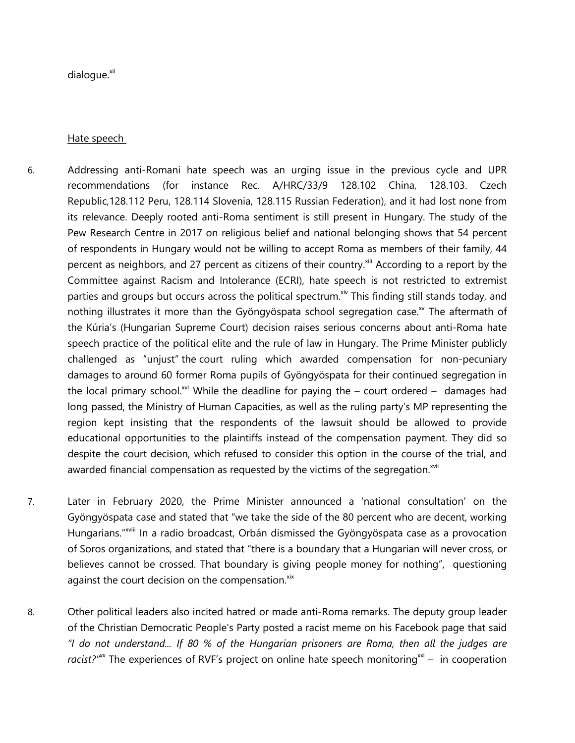dialogue.[xii]

Hate speech

6. Addressing anti-Romani hate speech was an urging issue in the previous cycle and UPR recommendations (for instance Rec. A/HRC/33/9 128.102 China, 128.103. Czech Republic,128.112 Peru, 128.114 Slovenia, 128.115 Russian Federation), and it had lost none from its relevance. Deeply rooted anti-Roma sentiment is still present in Hungary. The study of the Pew Research Centre in 2017 on religious belief and national belonging shows that 54 percent of respondents in Hungary would not be willing to accept Roma as members of their family, 44 percent as neighbors, and 27 percent as citizens of their country.[xiii] According to a report by the Committee against Racism and Intolerance (ECRI), hate speech is not restricted to extremist parties and groups but occurs across the political spectrum.[xiv] This finding still stands today, and nothing illustrates it more than the Gyöngyöspata school segregation case.[xv] The aftermath of the Kúria's (Hungarian Supreme Court) decision raises serious concerns about anti-Roma hate speech practice of the political elite and the rule of law in Hungary. The Prime Minister publicly challenged as "unjust" the court ruling which awarded compensation for non-pecuniary damages to around 60 former Roma pupils of Gyöngyöspata for their continued segregation in the local primary school.[xvi] While the deadline for paying the – court ordered – damages had long passed, the Ministry of Human Capacities, as well as the ruling party's MP representing the region kept insisting that the respondents of the lawsuit should be allowed to provide educational opportunities to the plaintiffs instead of the compensation payment. They did so despite the court decision, which refused to consider this option in the course of the trial, and awarded financial compensation as requested by the victims of the segregation.[xvii]

7. Later in February 2020, the Prime Minister announced a 'national consultation' on the Gyöngyöspata case and stated that "we take the side of the 80 percent who are decent, working Hungarians."[xviii] In a radio broadcast, Orbán dismissed the Gyöngyöspata case as a provocation of Soros organizations, and stated that "there is a boundary that a Hungarian will never cross, or believes cannot be crossed. That boundary is giving people money for nothing", questioning against the court decision on the compensation.[xix]

8. Other political leaders also incited hatred or made anti-Roma remarks. The deputy group leader of the Christian Democratic People's Party posted a racist meme on his Facebook page that said *"I do not understand... If 80 % of the Hungarian prisoners are Roma, then all the judges are racist?"*[xx] The experiences of RVF's project on online hate speech monitoring[xxi] – in cooperation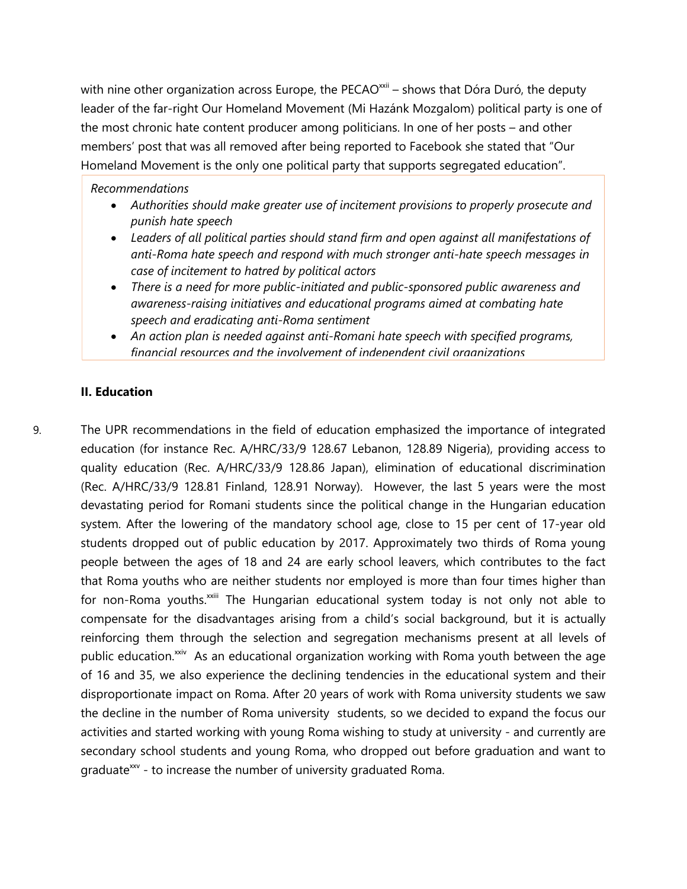with nine other organization across Europe, the PECAO[xxii] – shows that Dóra Duró, the deputy leader of the far-right Our Homeland Movement (Mi Hazánk Mozgalom) political party is one of the most chronic hate content producer among politicians. In one of her posts – and other members' post that was all removed after being reported to Facebook she stated that "Our Homeland Movement is the only one political party that supports segregated education".

*Recommendations*

- *Authorities should make greater use of incitement provisions to properly prosecute and punish hate speech*
- *Leaders of all political parties should stand firm and open against all manifestations of anti-Roma hate speech and respond with much stronger anti-hate speech messages in case of incitement to hatred by political actors*
- *There is a need for more public-initiated and public-sponsored public awareness and awareness-raising initiatives and educational programs aimed at combating hate speech and eradicating anti-Roma sentiment*
- *An action plan is needed against anti-Romani hate speech with specified programs, financial resources and the involvement of independent civil organizations*

**II. Education**

9. The UPR recommendations in the field of education emphasized the importance of integrated education (for instance Rec. A/HRC/33/9 128.67 Lebanon, 128.89 Nigeria), providing access to quality education (Rec. A/HRC/33/9 128.86 Japan), elimination of educational discrimination (Rec. A/HRC/33/9 128.81 Finland, 128.91 Norway). However, the last 5 years were the most devastating period for Romani students since the political change in the Hungarian education system. After the lowering of the mandatory school age, close to 15 per cent of 17-year old students dropped out of public education by 2017. Approximately two thirds of Roma young people between the ages of 18 and 24 are early school leavers, which contributes to the fact that Roma youths who are neither students nor employed is more than four times higher than for non-Roma youths.[xxiii] The Hungarian educational system today is not only not able to compensate for the disadvantages arising from a child's social background, but it is actually reinforcing them through the selection and segregation mechanisms present at all levels of public education.[xxiv] As an educational organization working with Roma youth between the age of 16 and 35, we also experience the declining tendencies in the educational system and their disproportionate impact on Roma. After 20 years of work with Roma university students we saw the decline in the number of Roma university students, so we decided to expand the focus our activities and started working with young Roma wishing to study at university - and currently are secondary school students and young Roma, who dropped out before graduation and want to graduate[xxv] - to increase the number of university graduated Roma.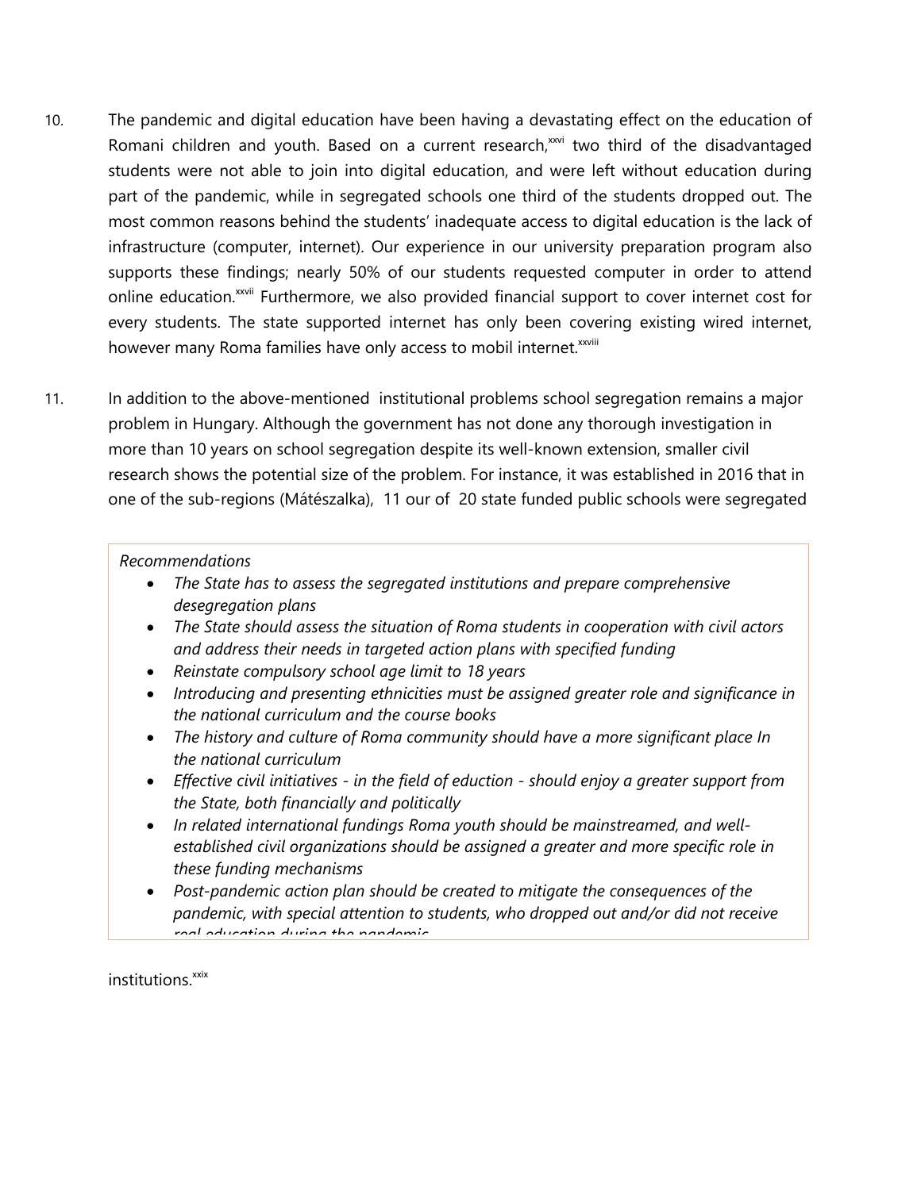10. The pandemic and digital education have been having a devastating effect on the education of Romani children and youth. Based on a current research,[xxvi] two third of the disadvantaged students were not able to join into digital education, and were left without education during part of the pandemic, while in segregated schools one third of the students dropped out. The most common reasons behind the students' inadequate access to digital education is the lack of infrastructure (computer, internet). Our experience in our university preparation program also supports these findings; nearly 50% of our students requested computer in order to attend online education.[xxvii] Furthermore, we also provided financial support to cover internet cost for every students. The state supported internet has only been covering existing wired internet, however many Roma families have only access to mobil internet.[xxviii]

11. In addition to the above-mentioned institutional problems school segregation remains a major problem in Hungary. Although the government has not done any thorough investigation in more than 10 years on school segregation despite its well-known extension, smaller civil research shows the potential size of the problem. For instance, it was established in 2016 that in one of the sub-regions (Mátészalka), 11 our of 20 state funded public schools were segregated institutions.[xxix]

*Recommendations*

- *The State has to assess the segregated institutions and prepare comprehensive desegregation plans*
- *The State should assess the situation of Roma students in cooperation with civil actors and address their needs in targeted action plans with specified funding*
- *Reinstate compulsory school age limit to 18 years*
- *Introducing and presenting ethnicities must be assigned greater role and significance in the national curriculum and the course books*
- *The history and culture of Roma community should have a more significant place In the national curriculum*
- *Effective civil initiatives - in the field of eduction - should enjoy a greater support from the State, both financially and politically*
- *In related international fundings Roma youth should be mainstreamed, and well-established civil organizations should be assigned a greater and more specific role in these funding mechanisms*
- *Post-pandemic action plan should be created to mitigate the consequences of the pandemic, with special attention to students, who dropped out and/or did not receive real education during the pandemic*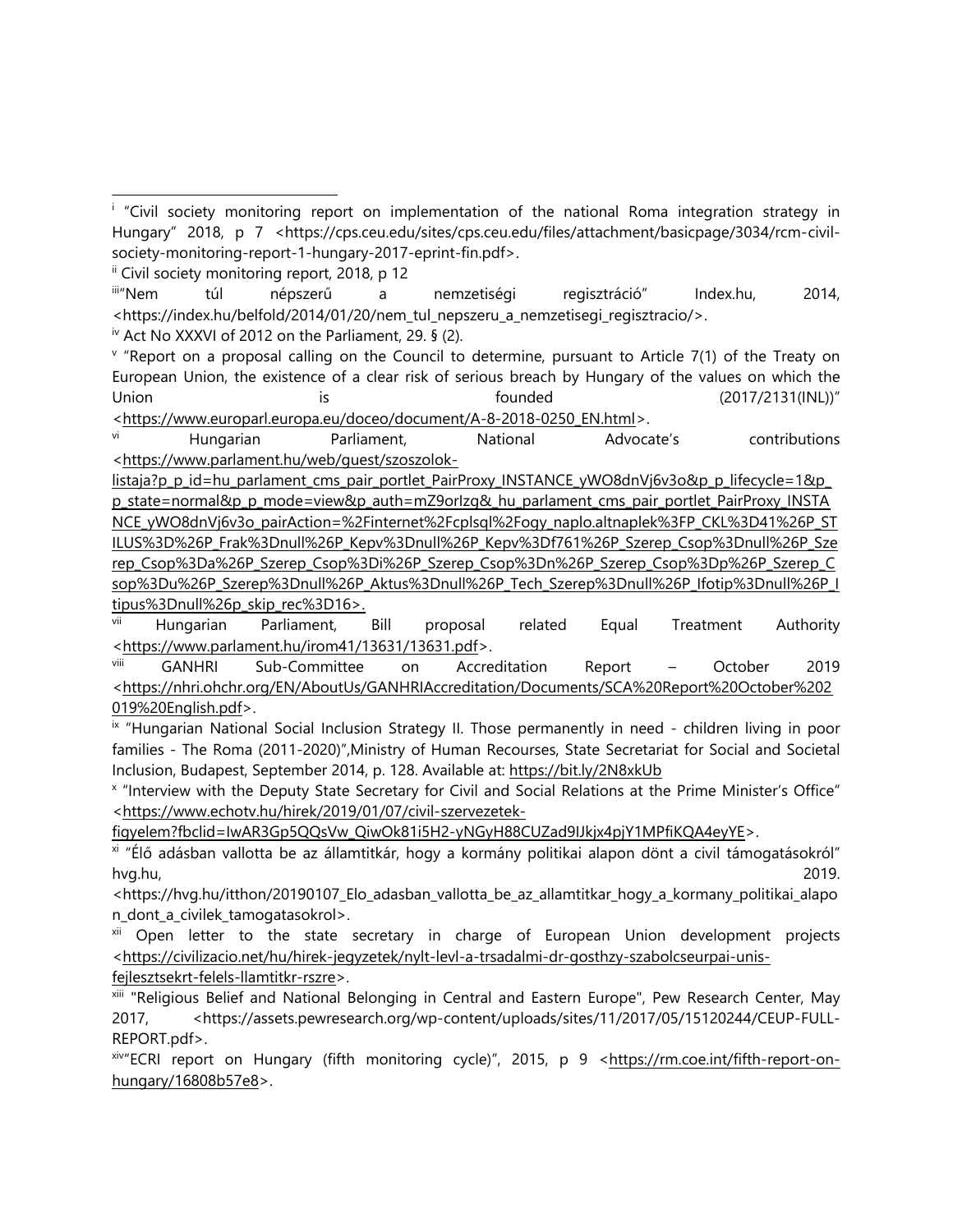[i] "Civil society monitoring report on implementation of the national Roma integration strategy in Hungary" 2018, p 7 <https://cps.ceu.edu/sites/cps.ceu.edu/files/attachment/basicpage/3034/rcm-civil-society-monitoring-report-1-hungary-2017-eprint-fin.pdf>.

[ii] Civil society monitoring report, 2018, p 12

[iii] "Nem túl népszerű a nemzetiségi regisztráció" Index.hu, 2014, <https://index.hu/belfold/2014/01/20/nem_tul_nepszeru_a_nemzetisegi_regisztracio/>.

[iv] Act No XXXVI of 2012 on the Parliament, 29. § (2).

[v] "Report on a proposal calling on the Council to determine, pursuant to Article 7(1) of the Treaty on European Union, the existence of a clear risk of serious breach by Hungary of the values on which the Union is founded (2017/2131(INL))" <https://www.europarl.europa.eu/doceo/document/A-8-2018-0250_EN.html>.

[vi] Hungarian Parliament, National Advocate's contributions <https://www.parlament.hu/web/guest/szoszolok-listaja?p_p_id=hu_parlament_cms_pair_portlet_PairProxy_INSTANCE_yWO8dnVj6v3o&p_p_lifecycle=1&p_p_state=normal&p_p_mode=view&p_auth=mZ9orlzg&_hu_parlament_cms_pair_portlet_PairProxy_INSTANCE_yWO8dnVj6v3o_pairAction=%2Finternet%2Fcplsql%2Fogy_naplo.altnaplek%3FP_CKL%3D41%26P_STILUS%3D%26P_Frak%3Dnull%26P_Kepv%3Dnull%26P_Kepv%3Df761%26P_Szerep_Csop%3Dnull%26P_Szerep_Csop%3Da%26P_Szerep_Csop%3Di%26P_Szerep_Csop%3Dn%26P_Szerep_Csop%3Dp%26P_Szerep_Csop%3Du%26P_Szerep%3Dnull%26P_Aktus%3Dnull%26P_Tech_Szerep%3Dnull%26P_Ifotip%3Dnull%26P_Itipus%3Dnull%26p_skip_rec%3D16>.

[vii] Hungarian Parliament, Bill proposal related Equal Treatment Authority <https://www.parlament.hu/irom41/13631/13631.pdf>.

[viii] GANHRI Sub-Committee on Accreditation Report – October 2019 <https://nhri.ohchr.org/EN/AboutUs/GANHRIAccreditation/Documents/SCA%20Report%20October%202019%20English.pdf>.

[ix] "Hungarian National Social Inclusion Strategy II. Those permanently in need - children living in poor families - The Roma (2011-2020)",Ministry of Human Recourses, State Secretariat for Social and Societal Inclusion, Budapest, September 2014, p. 128. Available at: https://bit.ly/2N8xkUb

[x] "Interview with the Deputy State Secretary for Civil and Social Relations at the Prime Minister's Office" <https://www.echotv.hu/hirek/2019/01/07/civil-szervezetek-figyelem?fbclid=IwAR3Gp5QQsVw_QiwOk81i5H2-yNGyH88CUZad9IJkjx4pjY1MPfiKQA4eyYE>.

[xi] "Élő adásban vallotta be az államtitkár, hogy a kormány politikai alapon dönt a civil támogatásokról" hvg.hu, 2019. <https://hvg.hu/itthon/20190107_Elo_adasban_vallotta_be_az_allamtitkar_hogy_a_kormany_politikai_alapon_dont_a_civilek_tamogatasokrol>.

[xii] Open letter to the state secretary in charge of European Union development projects <https://civilizacio.net/hu/hirek-jegyzetek/nylt-levl-a-trsadalmi-dr-gosthzy-szabolcseurpai-unis-fejlesztsekrt-felels-llamtitkr-rszre>.

[xiii] "Religious Belief and National Belonging in Central and Eastern Europe", Pew Research Center, May 2017, <https://assets.pewresearch.org/wp-content/uploads/sites/11/2017/05/15120244/CEUP-FULL-REPORT.pdf>.

[xiv] "ECRI report on Hungary (fifth monitoring cycle)", 2015, p 9 <https://rm.coe.int/fifth-report-on-hungary/16808b57e8>.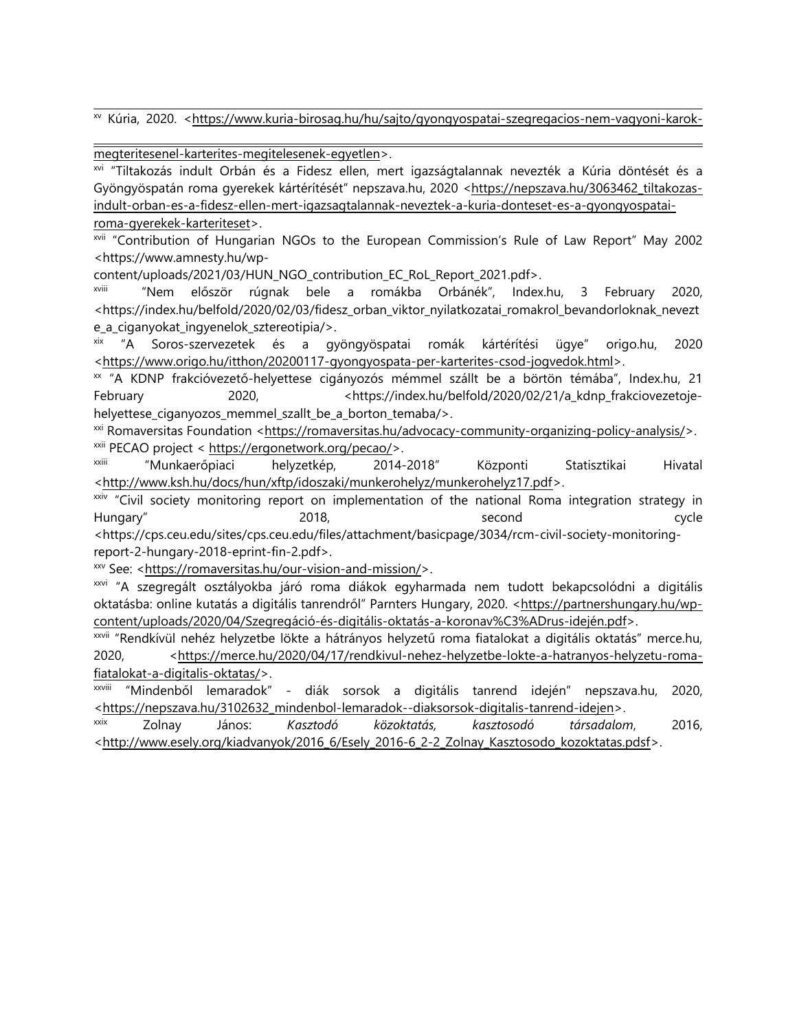[xv] Kúria, 2020. <https://www.kuria-birosag.hu/hu/sajto/gyongyospatai-szegregacios-nem-vagyoni-karok-megteritesenel-karterites-megitelesenek-egyetlen>.

[xvi] "Tiltakozás indult Orbán és a Fidesz ellen, mert igazságtalannak nevezték a Kúria döntését és a Gyöngyöspatán roma gyerekek kártérítését" nepszava.hu, 2020 <https://nepszava.hu/3063462_tiltakozas-indult-orban-es-a-fidesz-ellen-mert-igazsagtalannak-neveztek-a-kuria-donteset-es-a-gyongyospatai-roma-gyerekek-karteriteset>.

[xvii] "Contribution of Hungarian NGOs to the European Commission's Rule of Law Report" May 2002 <https://www.amnesty.hu/wp-content/uploads/2021/03/HUN_NGO_contribution_EC_RoL_Report_2021.pdf>.

[xviii] "Nem először rúgnak bele a romákba Orbánék", Index.hu, 3 February 2020, <https://index.hu/belfold/2020/02/03/fidesz_orban_viktor_nyilatkozatai_romakrol_bevandorloknak_nevezte_a_ciganyokat_ingyenelok_sztereotipia/>.

[xix] "A Soros-szervezetek és a gyöngyöspatai romák kártérítési ügye" origo.hu, 2020 <https://www.origo.hu/itthon/20200117-gyongyospata-per-karterites-csod-jogvedok.html>.

[xx] "A KDNP frakcióvezető-helyettese cigányozós mémmel szállt be a börtön témába", Index.hu, 21 February 2020, <https://index.hu/belfold/2020/02/21/a_kdnp_frakciovezetoje-helyettese_ciganyozos_memmel_szallt_be_a_borton_temaba/>.

[xxi] Romaversitas Foundation <https://romaversitas.hu/advocacy-community-organizing-policy-analysis/>.

[xxii] PECAO project < https://ergonetwork.org/pecao/>.

[xxiii] "Munkaerőpiaci helyzetkép, 2014-2018" Központi Statisztikai Hivatal <http://www.ksh.hu/docs/hun/xftp/idoszaki/munkerohelyz/munkerohelyz17.pdf>.

[xxiv] "Civil society monitoring report on implementation of the national Roma integration strategy in Hungary" 2018, second cycle <https://cps.ceu.edu/sites/cps.ceu.edu/files/attachment/basicpage/3034/rcm-civil-society-monitoring-report-2-hungary-2018-eprint-fin-2.pdf>.

[xxv] See: <https://romaversitas.hu/our-vision-and-mission/>.

[xxvi] "A szegregált osztályokba járó roma diákok egyharmada nem tudott bekapcsolódni a digitális oktatásba: online kutatás a digitális tanrendről" Parnters Hungary, 2020. <https://partnershungary.hu/wp-content/uploads/2020/04/Szegregáció-és-digitális-oktatás-a-koronav%C3%ADrus-idején.pdf>.

[xxvii] "Rendkívül nehéz helyzetbe lökte a hátrányos helyzetű roma fiatalokat a digitális oktatás" merce.hu, 2020, <https://merce.hu/2020/04/17/rendkivul-nehez-helyzetbe-lokte-a-hatranyos-helyzetu-roma-fiatalokat-a-digitalis-oktatas/>.

[xxviii] "Mindenből lemaradok" - diák sorsok a digitális tanrend idején" nepszava.hu, 2020, <https://nepszava.hu/3102632_mindenbol-lemaradok--diaksorsok-digitalis-tanrend-idejen>.

[xxix] Zolnay János: *Kasztodó közoktatás, kasztosodó társadalom*, 2016, <http://www.esely.org/kiadvanyok/2016_6/Esely_2016-6_2-2_Zolnay_Kasztosodo_kozoktatas.pdsf>.